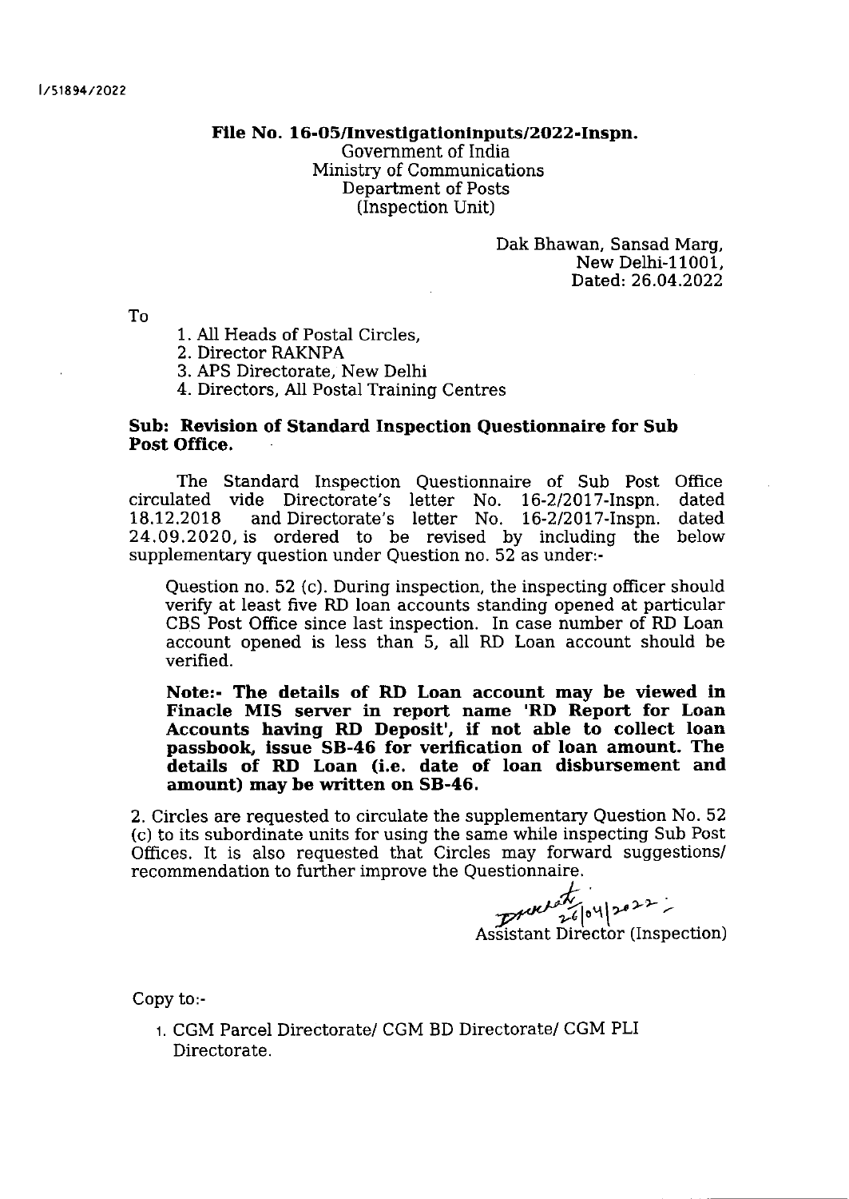I/51894/2022

**File No. 16-05/InvestigationInputs/2022-Inspn.**
Government of India
Ministry of Communications
Department of Posts
(Inspection Unit)

Dak Bhawan, Sansad Marg,
New Delhi-11001,
Dated: 26.04.2022

To

1. All Heads of Postal Circles,
2. Director RAKNPA
3. APS Directorate, New Delhi
4. Directors, All Postal Training Centres

**Sub: Revision of Standard Inspection Questionnaire for Sub Post Office.**

The Standard Inspection Questionnaire of Sub Post Office circulated vide Directorate's letter No. 16-2/2017-Inspn. dated 18.12.2018 and Directorate's letter No. 16-2/2017-Inspn. dated 24.09.2020, is ordered to be revised by including the below supplementary question under Question no. 52 as under:-

> Question no. 52 (c). During inspection, the inspecting officer should verify at least five RD loan accounts standing opened at particular CBS Post Office since last inspection. In case number of RD Loan account opened is less than 5, all RD Loan account should be verified.
>
> **Note:- The details of RD Loan account may be viewed in Finacle MIS server in report name 'RD Report for Loan Accounts having RD Deposit', if not able to collect loan passbook, issue SB-46 for verification of loan amount. The details of RD Loan (i.e. date of loan disbursement and amount) may be written on SB-46.**

2. Circles are requested to circulate the supplementary Question No. 52 (c) to its subordinate units for using the same while inspecting Sub Post Offices. It is also requested that Circles may forward suggestions/ recommendation to further improve the Questionnaire.

26/04/2022
Assistant Director (Inspection)

Copy to:-

1. CGM Parcel Directorate/ CGM BD Directorate/ CGM PLI Directorate.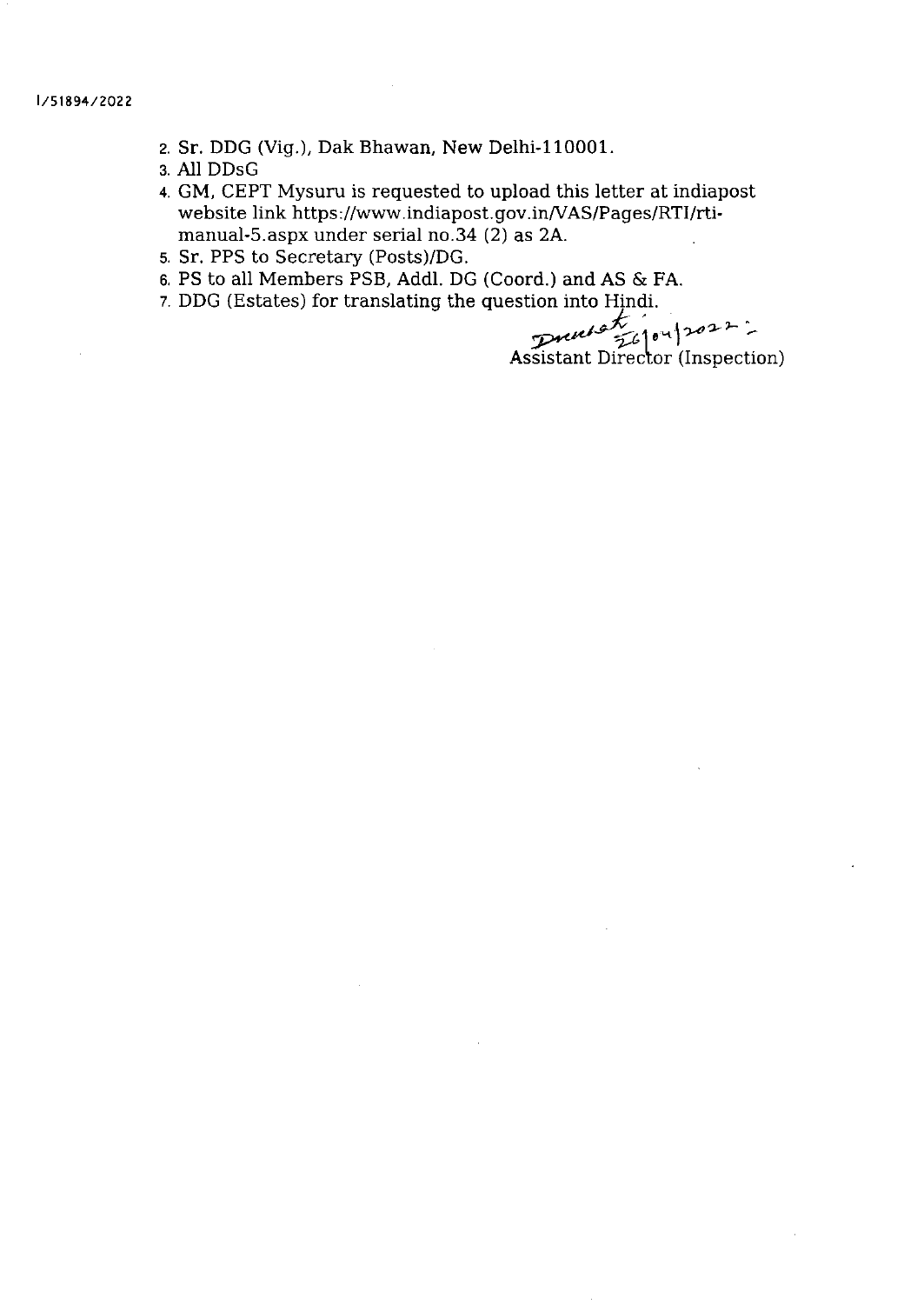I/51894/2022

2. Sr. DDG (Vig.), Dak Bhawan, New Delhi-110001.
3. All DDsG
4. GM, CEPT Mysuru is requested to upload this letter at indiapost website link https://www.indiapost.gov.in/VAS/Pages/RTI/rti-manual-5.aspx under serial no.34 (2) as 2A.
5. Sr. PPS to Secretary (Posts)/DG.
6. PS to all Members PSB, Addl. DG (Coord.) and AS & FA.
7. DDG (Estates) for translating the question into Hindi.

Dinesh 26/04/2022

Assistant Director (Inspection)